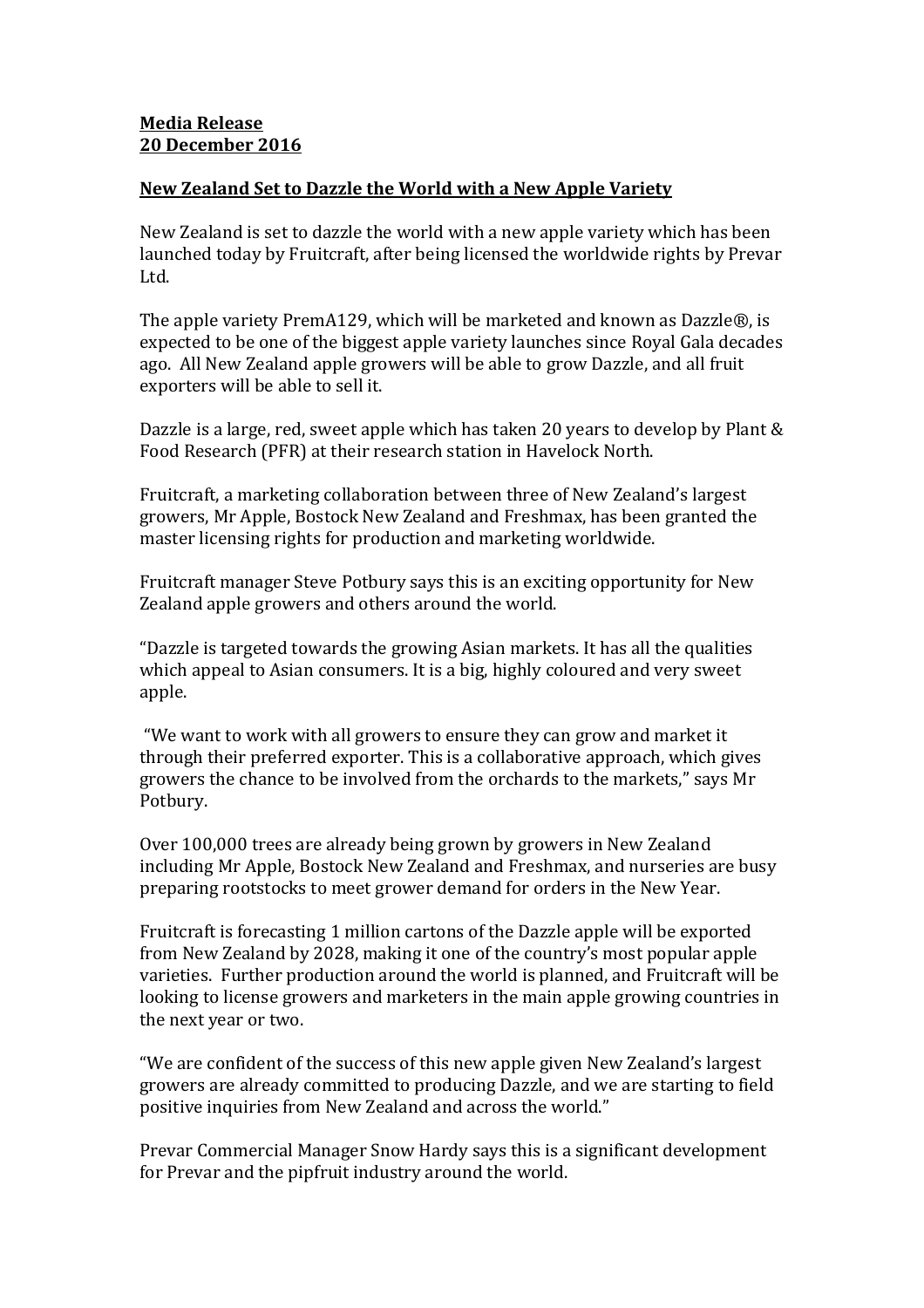**<u>Media Release</u>**
**<u>20 December 2016</u>**

**<u>New Zealand Set to Dazzle the World with a New Apple Variety</u>**

New Zealand is set to dazzle the world with a new apple variety which has been launched today by Fruitcraft, after being licensed the worldwide rights by Prevar Ltd.

The apple variety PremA129, which will be marketed and known as Dazzle®, is expected to be one of the biggest apple variety launches since Royal Gala decades ago. All New Zealand apple growers will be able to grow Dazzle, and all fruit exporters will be able to sell it.

Dazzle is a large, red, sweet apple which has taken 20 years to develop by Plant & Food Research (PFR) at their research station in Havelock North.

Fruitcraft, a marketing collaboration between three of New Zealand's largest growers, Mr Apple, Bostock New Zealand and Freshmax, has been granted the master licensing rights for production and marketing worldwide.

Fruitcraft manager Steve Potbury says this is an exciting opportunity for New Zealand apple growers and others around the world.

"Dazzle is targeted towards the growing Asian markets. It has all the qualities which appeal to Asian consumers. It is a big, highly coloured and very sweet apple.

"We want to work with all growers to ensure they can grow and market it through their preferred exporter. This is a collaborative approach, which gives growers the chance to be involved from the orchards to the markets," says Mr Potbury.

Over 100,000 trees are already being grown by growers in New Zealand including Mr Apple, Bostock New Zealand and Freshmax, and nurseries are busy preparing rootstocks to meet grower demand for orders in the New Year.

Fruitcraft is forecasting 1 million cartons of the Dazzle apple will be exported from New Zealand by 2028, making it one of the country's most popular apple varieties. Further production around the world is planned, and Fruitcraft will be looking to license growers and marketers in the main apple growing countries in the next year or two.

"We are confident of the success of this new apple given New Zealand's largest growers are already committed to producing Dazzle, and we are starting to field positive inquiries from New Zealand and across the world."

Prevar Commercial Manager Snow Hardy says this is a significant development for Prevar and the pipfruit industry around the world.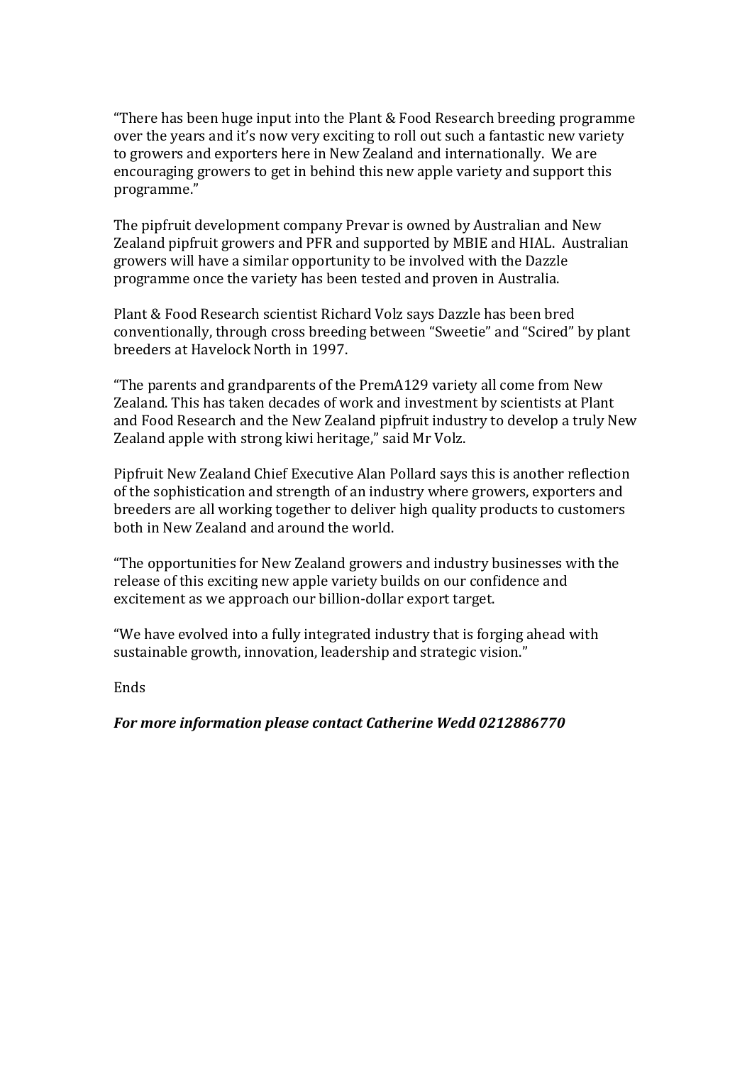"There has been huge input into the Plant & Food Research breeding programme over the years and it's now very exciting to roll out such a fantastic new variety to growers and exporters here in New Zealand and internationally. We are encouraging growers to get in behind this new apple variety and support this programme."

The pipfruit development company Prevar is owned by Australian and New Zealand pipfruit growers and PFR and supported by MBIE and HIAL. Australian growers will have a similar opportunity to be involved with the Dazzle programme once the variety has been tested and proven in Australia.

Plant & Food Research scientist Richard Volz says Dazzle has been bred conventionally, through cross breeding between "Sweetie" and "Scired" by plant breeders at Havelock North in 1997.

"The parents and grandparents of the PremA129 variety all come from New Zealand. This has taken decades of work and investment by scientists at Plant and Food Research and the New Zealand pipfruit industry to develop a truly New Zealand apple with strong kiwi heritage," said Mr Volz.

Pipfruit New Zealand Chief Executive Alan Pollard says this is another reflection of the sophistication and strength of an industry where growers, exporters and breeders are all working together to deliver high quality products to customers both in New Zealand and around the world.

"The opportunities for New Zealand growers and industry businesses with the release of this exciting new apple variety builds on our confidence and excitement as we approach our billion-dollar export target.

"We have evolved into a fully integrated industry that is forging ahead with sustainable growth, innovation, leadership and strategic vision."

Ends

***For more information please contact Catherine Wedd 0212886770***